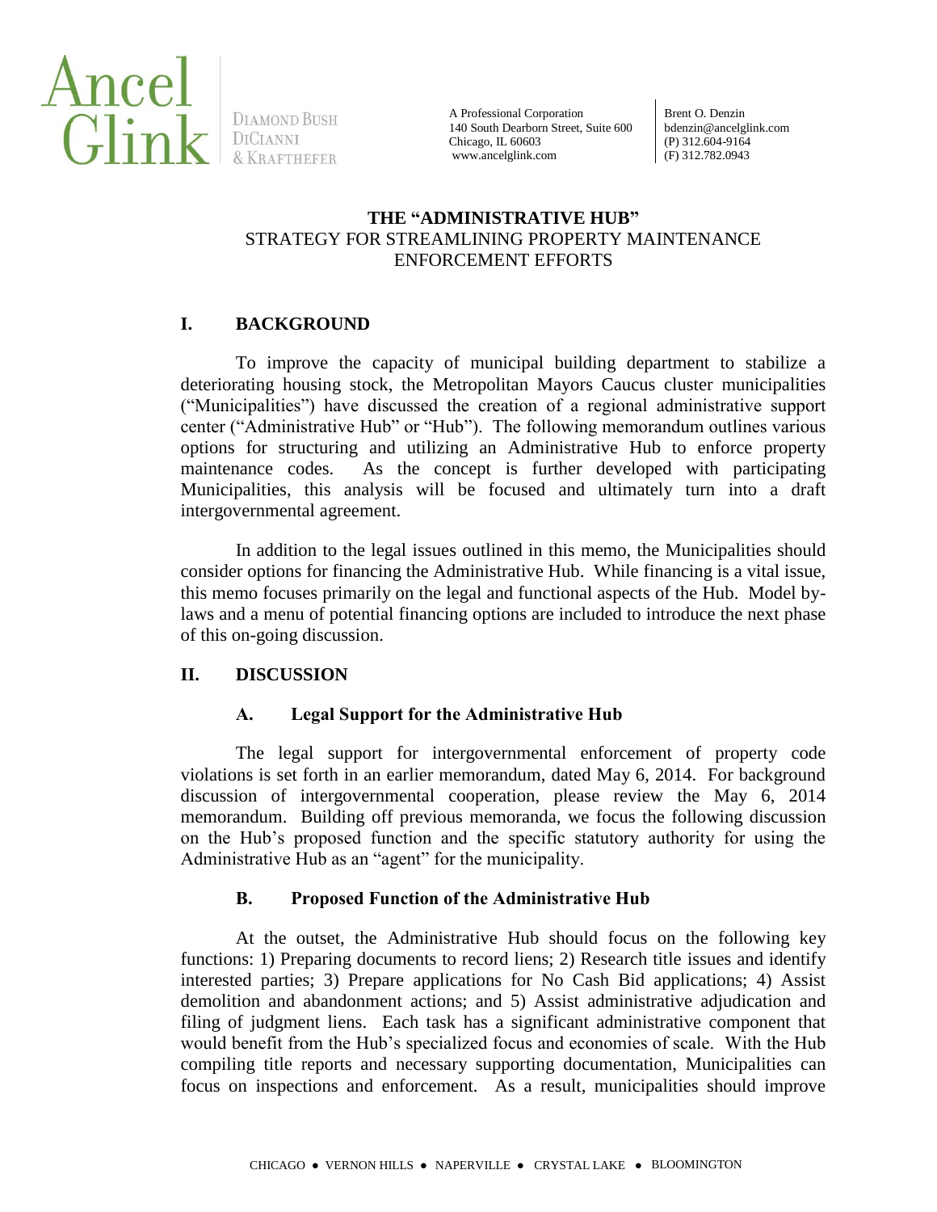Ancel Glink
Diamond Bush DiCianni & Krafthefer

A Professional Corporation
140 South Dearborn Street, Suite 600
Chicago, IL 60603
www.ancelglink.com

Brent O. Denzin
bdenzin@ancelglink.com
(P) 312.604-9164
(F) 312.782.0943

# THE "ADMINISTRATIVE HUB"
# STRATEGY FOR STREAMLINING PROPERTY MAINTENANCE ENFORCEMENT EFFORTS

## I. BACKGROUND

To improve the capacity of municipal building department to stabilize a deteriorating housing stock, the Metropolitan Mayors Caucus cluster municipalities ("Municipalities") have discussed the creation of a regional administrative support center ("Administrative Hub" or "Hub"). The following memorandum outlines various options for structuring and utilizing an Administrative Hub to enforce property maintenance codes. As the concept is further developed with participating Municipalities, this analysis will be focused and ultimately turn into a draft intergovernmental agreement.

In addition to the legal issues outlined in this memo, the Municipalities should consider options for financing the Administrative Hub. While financing is a vital issue, this memo focuses primarily on the legal and functional aspects of the Hub. Model by-laws and a menu of potential financing options are included to introduce the next phase of this on-going discussion.

## II. DISCUSSION

### A. Legal Support for the Administrative Hub

The legal support for intergovernmental enforcement of property code violations is set forth in an earlier memorandum, dated May 6, 2014. For background discussion of intergovernmental cooperation, please review the May 6, 2014 memorandum. Building off previous memoranda, we focus the following discussion on the Hub's proposed function and the specific statutory authority for using the Administrative Hub as an "agent" for the municipality.

### B. Proposed Function of the Administrative Hub

At the outset, the Administrative Hub should focus on the following key functions: 1) Preparing documents to record liens; 2) Research title issues and identify interested parties; 3) Prepare applications for No Cash Bid applications; 4) Assist demolition and abandonment actions; and 5) Assist administrative adjudication and filing of judgment liens. Each task has a significant administrative component that would benefit from the Hub's specialized focus and economies of scale. With the Hub compiling title reports and necessary supporting documentation, Municipalities can focus on inspections and enforcement. As a result, municipalities should improve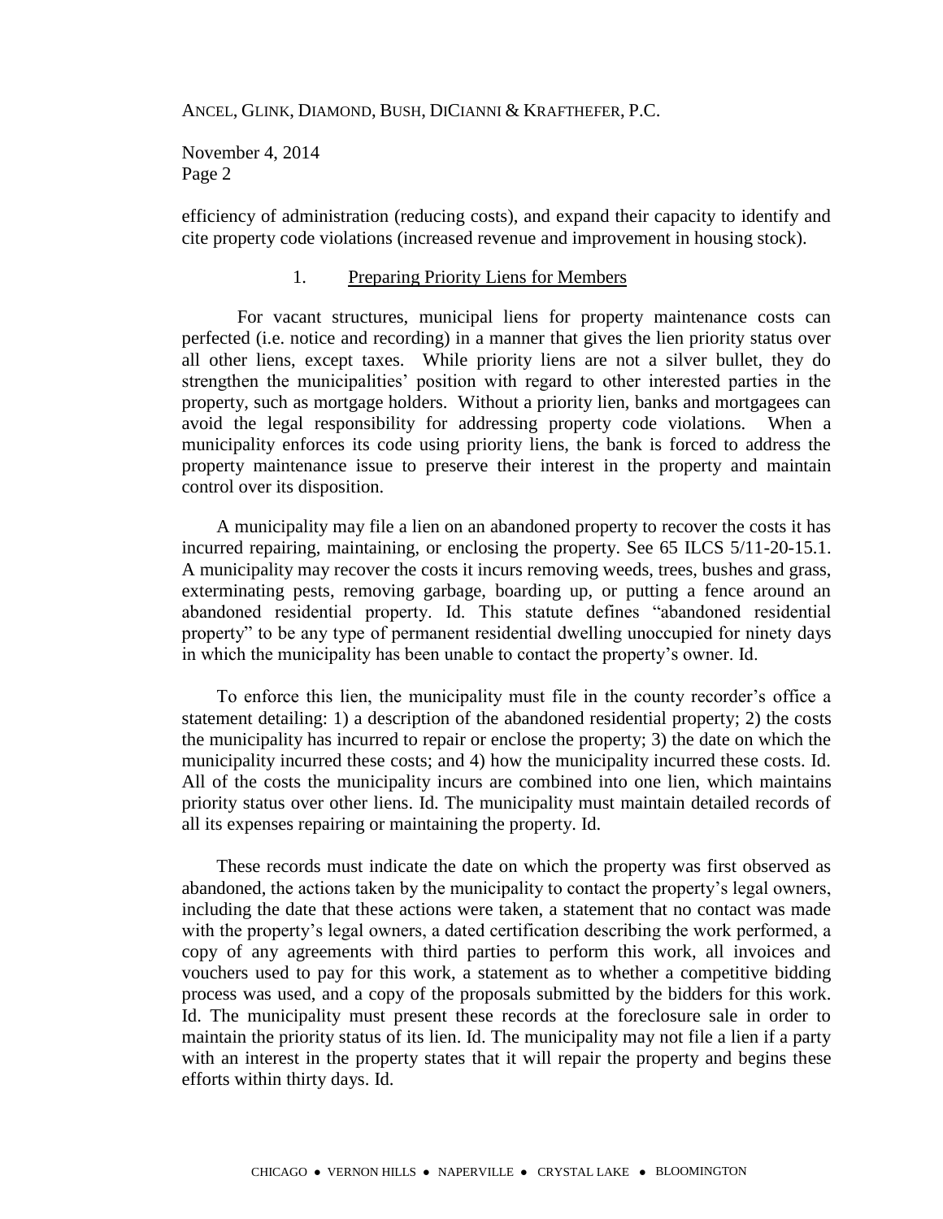efficiency of administration (reducing costs), and expand their capacity to identify and cite property code violations (increased revenue and improvement in housing stock).

### 1. Preparing Priority Liens for Members

For vacant structures, municipal liens for property maintenance costs can perfected (i.e. notice and recording) in a manner that gives the lien priority status over all other liens, except taxes. While priority liens are not a silver bullet, they do strengthen the municipalities' position with regard to other interested parties in the property, such as mortgage holders. Without a priority lien, banks and mortgagees can avoid the legal responsibility for addressing property code violations. When a municipality enforces its code using priority liens, the bank is forced to address the property maintenance issue to preserve their interest in the property and maintain control over its disposition.

A municipality may file a lien on an abandoned property to recover the costs it has incurred repairing, maintaining, or enclosing the property. See 65 ILCS 5/11-20-15.1. A municipality may recover the costs it incurs removing weeds, trees, bushes and grass, exterminating pests, removing garbage, boarding up, or putting a fence around an abandoned residential property. Id. This statute defines "abandoned residential property" to be any type of permanent residential dwelling unoccupied for ninety days in which the municipality has been unable to contact the property's owner. Id.

To enforce this lien, the municipality must file in the county recorder's office a statement detailing: 1) a description of the abandoned residential property; 2) the costs the municipality has incurred to repair or enclose the property; 3) the date on which the municipality incurred these costs; and 4) how the municipality incurred these costs. Id. All of the costs the municipality incurs are combined into one lien, which maintains priority status over other liens. Id. The municipality must maintain detailed records of all its expenses repairing or maintaining the property. Id.

These records must indicate the date on which the property was first observed as abandoned, the actions taken by the municipality to contact the property's legal owners, including the date that these actions were taken, a statement that no contact was made with the property's legal owners, a dated certification describing the work performed, a copy of any agreements with third parties to perform this work, all invoices and vouchers used to pay for this work, a statement as to whether a competitive bidding process was used, and a copy of the proposals submitted by the bidders for this work. Id. The municipality must present these records at the foreclosure sale in order to maintain the priority status of its lien. Id. The municipality may not file a lien if a party with an interest in the property states that it will repair the property and begins these efforts within thirty days. Id.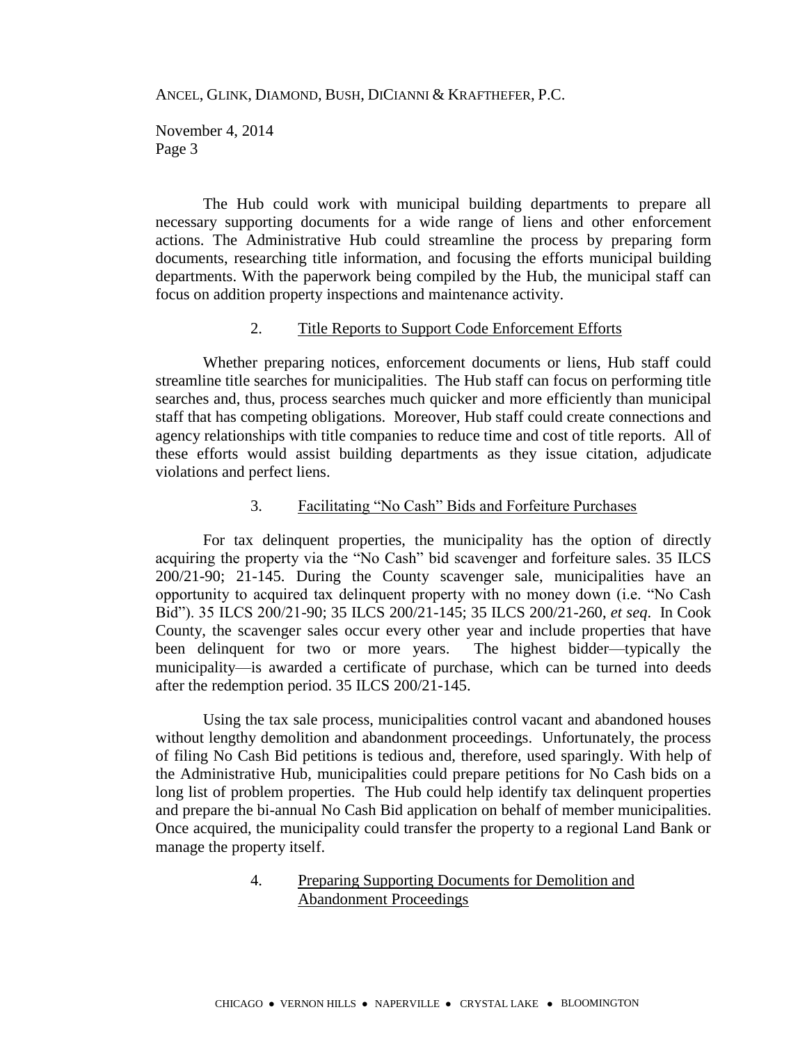The Hub could work with municipal building departments to prepare all necessary supporting documents for a wide range of liens and other enforcement actions. The Administrative Hub could streamline the process by preparing form documents, researching title information, and focusing the efforts municipal building departments. With the paperwork being compiled by the Hub, the municipal staff can focus on addition property inspections and maintenance activity.

2. Title Reports to Support Code Enforcement Efforts

Whether preparing notices, enforcement documents or liens, Hub staff could streamline title searches for municipalities. The Hub staff can focus on performing title searches and, thus, process searches much quicker and more efficiently than municipal staff that has competing obligations. Moreover, Hub staff could create connections and agency relationships with title companies to reduce time and cost of title reports. All of these efforts would assist building departments as they issue citation, adjudicate violations and perfect liens.

3. Facilitating "No Cash" Bids and Forfeiture Purchases

For tax delinquent properties, the municipality has the option of directly acquiring the property via the "No Cash" bid scavenger and forfeiture sales. 35 ILCS 200/21-90; 21-145. During the County scavenger sale, municipalities have an opportunity to acquired tax delinquent property with no money down (i.e. "No Cash Bid"). 35 ILCS 200/21-90; 35 ILCS 200/21-145; 35 ILCS 200/21-260, *et seq*. In Cook County, the scavenger sales occur every other year and include properties that have been delinquent for two or more years. The highest bidder—typically the municipality—is awarded a certificate of purchase, which can be turned into deeds after the redemption period. 35 ILCS 200/21-145.

Using the tax sale process, municipalities control vacant and abandoned houses without lengthy demolition and abandonment proceedings. Unfortunately, the process of filing No Cash Bid petitions is tedious and, therefore, used sparingly. With help of the Administrative Hub, municipalities could prepare petitions for No Cash bids on a long list of problem properties. The Hub could help identify tax delinquent properties and prepare the bi-annual No Cash Bid application on behalf of member municipalities. Once acquired, the municipality could transfer the property to a regional Land Bank or manage the property itself.

4. Preparing Supporting Documents for Demolition and Abandonment Proceedings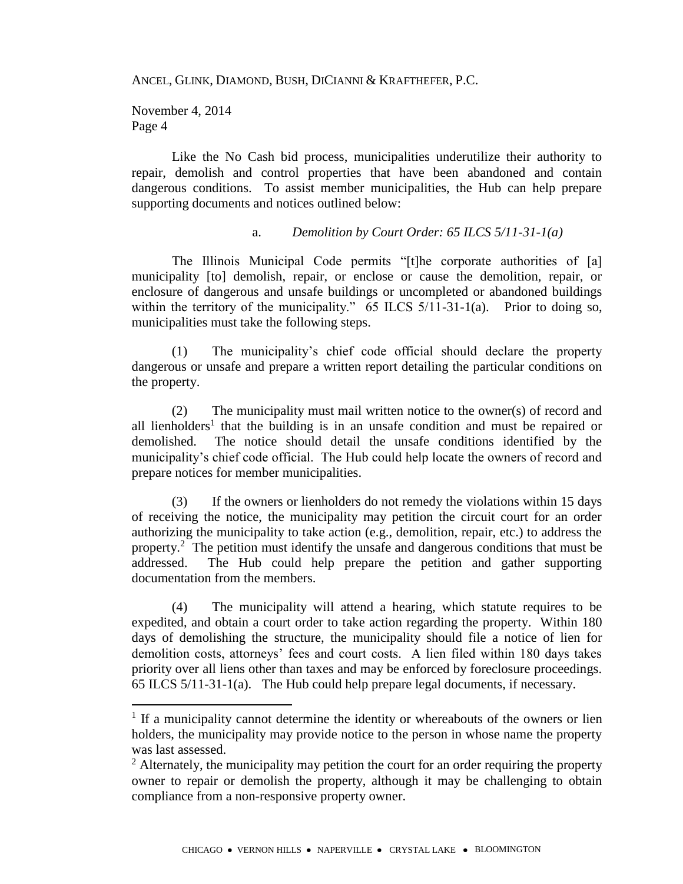Like the No Cash bid process, municipalities underutilize their authority to repair, demolish and control properties that have been abandoned and contain dangerous conditions. To assist member municipalities, the Hub can help prepare supporting documents and notices outlined below:

a. *Demolition by Court Order: 65 ILCS 5/11-31-1(a)*

The Illinois Municipal Code permits "[t]he corporate authorities of [a] municipality [to] demolish, repair, or enclose or cause the demolition, repair, or enclosure of dangerous and unsafe buildings or uncompleted or abandoned buildings within the territory of the municipality." 65 ILCS 5/11-31-1(a). Prior to doing so, municipalities must take the following steps.

(1) The municipality's chief code official should declare the property dangerous or unsafe and prepare a written report detailing the particular conditions on the property.

(2) The municipality must mail written notice to the owner(s) of record and all lienholders[1] that the building is in an unsafe condition and must be repaired or demolished. The notice should detail the unsafe conditions identified by the municipality's chief code official. The Hub could help locate the owners of record and prepare notices for member municipalities.

(3) If the owners or lienholders do not remedy the violations within 15 days of receiving the notice, the municipality may petition the circuit court for an order authorizing the municipality to take action (e.g., demolition, repair, etc.) to address the property.[2] The petition must identify the unsafe and dangerous conditions that must be addressed. The Hub could help prepare the petition and gather supporting documentation from the members.

(4) The municipality will attend a hearing, which statute requires to be expedited, and obtain a court order to take action regarding the property. Within 180 days of demolishing the structure, the municipality should file a notice of lien for demolition costs, attorneys' fees and court costs. A lien filed within 180 days takes priority over all liens other than taxes and may be enforced by foreclosure proceedings. 65 ILCS 5/11-31-1(a). The Hub could help prepare legal documents, if necessary.

---

[1] If a municipality cannot determine the identity or whereabouts of the owners or lien holders, the municipality may provide notice to the person in whose name the property was last assessed.

[2] Alternately, the municipality may petition the court for an order requiring the property owner to repair or demolish the property, although it may be challenging to obtain compliance from a non-responsive property owner.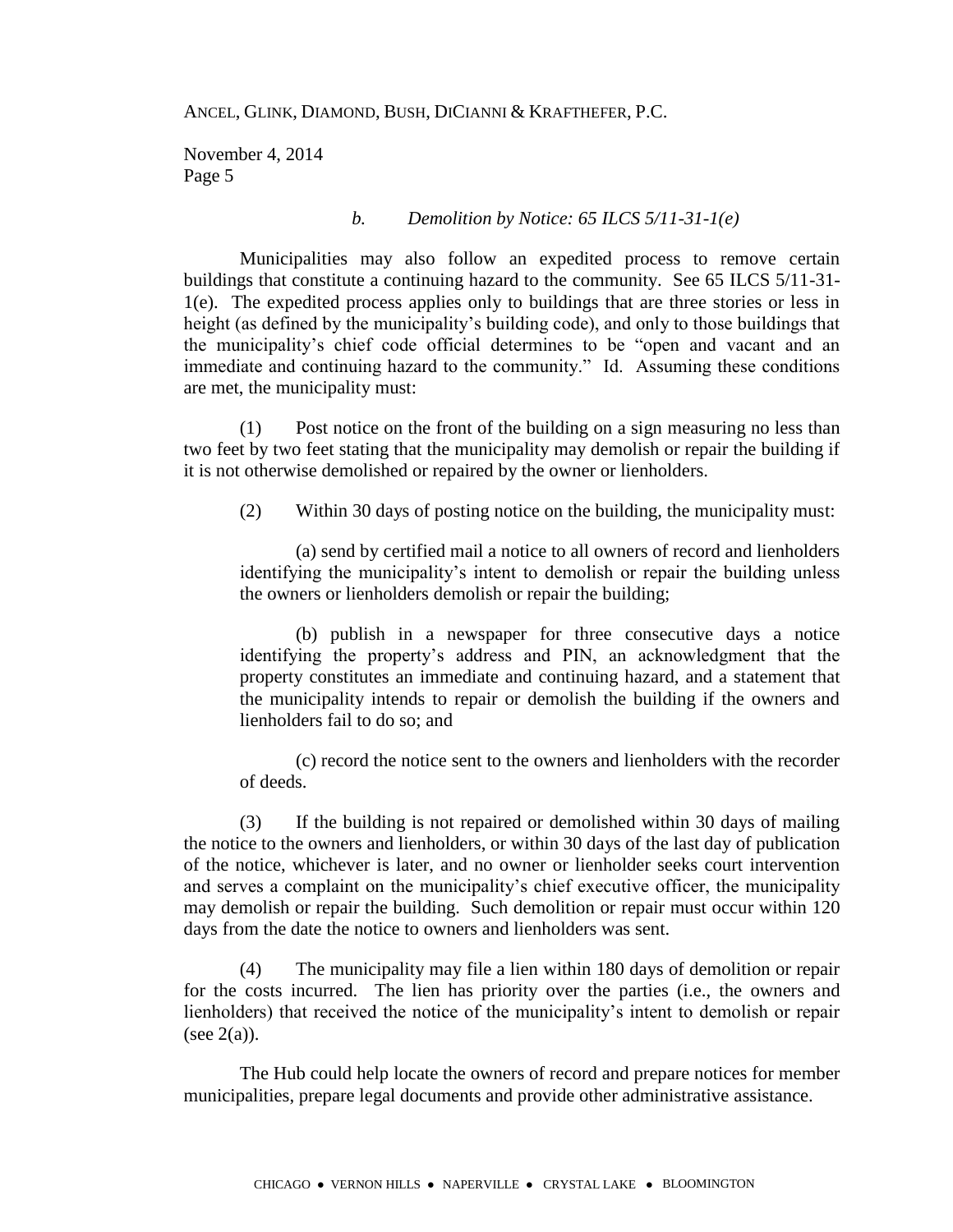*b. Demolition by Notice: 65 ILCS 5/11-31-1(e)*

Municipalities may also follow an expedited process to remove certain buildings that constitute a continuing hazard to the community. See 65 ILCS 5/11-31-1(e). The expedited process applies only to buildings that are three stories or less in height (as defined by the municipality's building code), and only to those buildings that the municipality's chief code official determines to be "open and vacant and an immediate and continuing hazard to the community." Id. Assuming these conditions are met, the municipality must:

(1) Post notice on the front of the building on a sign measuring no less than two feet by two feet stating that the municipality may demolish or repair the building if it is not otherwise demolished or repaired by the owner or lienholders.

(2) Within 30 days of posting notice on the building, the municipality must:

> (a) send by certified mail a notice to all owners of record and lienholders identifying the municipality's intent to demolish or repair the building unless the owners or lienholders demolish or repair the building;
>
> (b) publish in a newspaper for three consecutive days a notice identifying the property's address and PIN, an acknowledgment that the property constitutes an immediate and continuing hazard, and a statement that the municipality intends to repair or demolish the building if the owners and lienholders fail to do so; and
>
> (c) record the notice sent to the owners and lienholders with the recorder of deeds.

(3) If the building is not repaired or demolished within 30 days of mailing the notice to the owners and lienholders, or within 30 days of the last day of publication of the notice, whichever is later, and no owner or lienholder seeks court intervention and serves a complaint on the municipality's chief executive officer, the municipality may demolish or repair the building. Such demolition or repair must occur within 120 days from the date the notice to owners and lienholders was sent.

(4) The municipality may file a lien within 180 days of demolition or repair for the costs incurred. The lien has priority over the parties (i.e., the owners and lienholders) that received the notice of the municipality's intent to demolish or repair (see 2(a)).

The Hub could help locate the owners of record and prepare notices for member municipalities, prepare legal documents and provide other administrative assistance.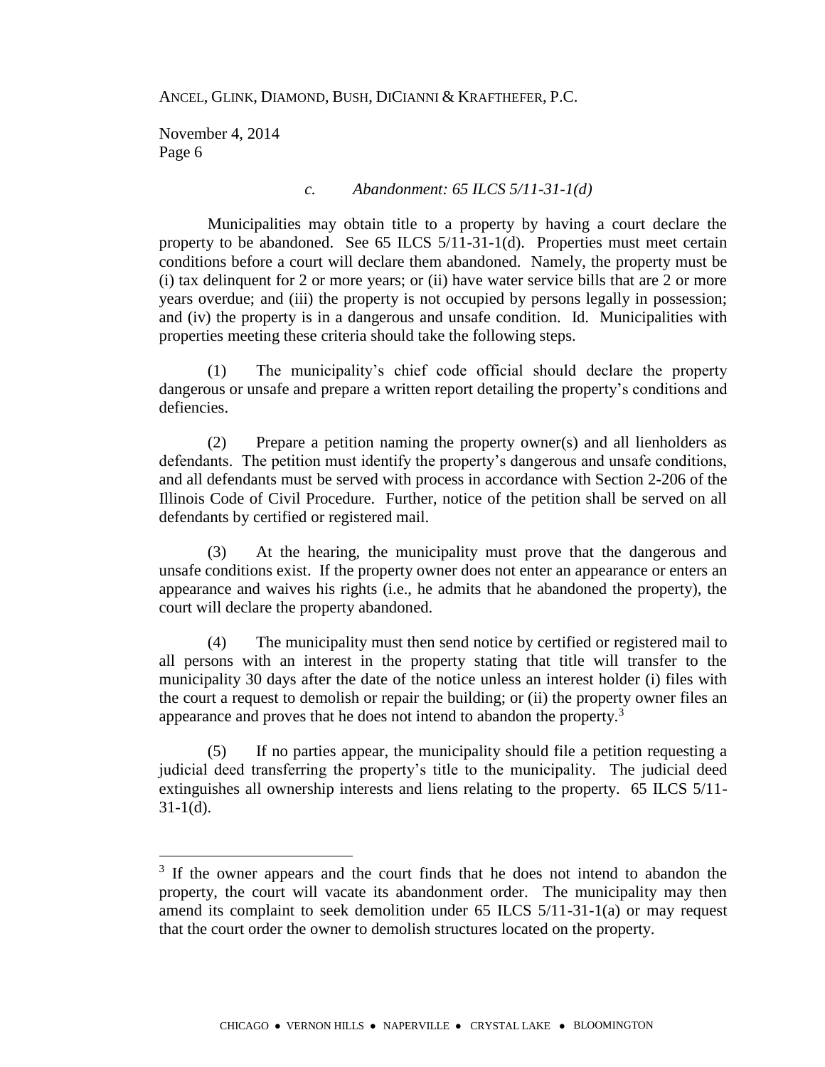### *c. Abandonment: 65 ILCS 5/11-31-1(d)*

Municipalities may obtain title to a property by having a court declare the property to be abandoned. See 65 ILCS 5/11-31-1(d). Properties must meet certain conditions before a court will declare them abandoned. Namely, the property must be (i) tax delinquent for 2 or more years; or (ii) have water service bills that are 2 or more years overdue; and (iii) the property is not occupied by persons legally in possession; and (iv) the property is in a dangerous and unsafe condition. Id. Municipalities with properties meeting these criteria should take the following steps.

(1) The municipality's chief code official should declare the property dangerous or unsafe and prepare a written report detailing the property's conditions and defiencies.

(2) Prepare a petition naming the property owner(s) and all lienholders as defendants. The petition must identify the property's dangerous and unsafe conditions, and all defendants must be served with process in accordance with Section 2-206 of the Illinois Code of Civil Procedure. Further, notice of the petition shall be served on all defendants by certified or registered mail.

(3) At the hearing, the municipality must prove that the dangerous and unsafe conditions exist. If the property owner does not enter an appearance or enters an appearance and waives his rights (i.e., he admits that he abandoned the property), the court will declare the property abandoned.

(4) The municipality must then send notice by certified or registered mail to all persons with an interest in the property stating that title will transfer to the municipality 30 days after the date of the notice unless an interest holder (i) files with the court a request to demolish or repair the building; or (ii) the property owner files an appearance and proves that he does not intend to abandon the property.[3]

(5) If no parties appear, the municipality should file a petition requesting a judicial deed transferring the property's title to the municipality. The judicial deed extinguishes all ownership interests and liens relating to the property. 65 ILCS 5/11-31-1(d).

---

[3] If the owner appears and the court finds that he does not intend to abandon the property, the court will vacate its abandonment order. The municipality may then amend its complaint to seek demolition under 65 ILCS 5/11-31-1(a) or may request that the court order the owner to demolish structures located on the property.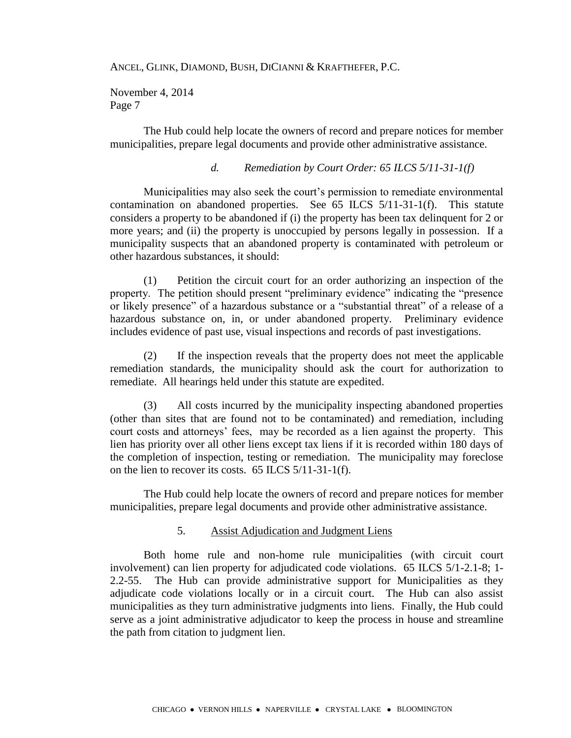The Hub could help locate the owners of record and prepare notices for member municipalities, prepare legal documents and provide other administrative assistance.

*d. Remediation by Court Order: 65 ILCS 5/11-31-1(f)*

Municipalities may also seek the court's permission to remediate environmental contamination on abandoned properties. See 65 ILCS 5/11-31-1(f). This statute considers a property to be abandoned if (i) the property has been tax delinquent for 2 or more years; and (ii) the property is unoccupied by persons legally in possession. If a municipality suspects that an abandoned property is contaminated with petroleum or other hazardous substances, it should:

(1) Petition the circuit court for an order authorizing an inspection of the property. The petition should present "preliminary evidence" indicating the "presence or likely presence" of a hazardous substance or a "substantial threat" of a release of a hazardous substance on, in, or under abandoned property. Preliminary evidence includes evidence of past use, visual inspections and records of past investigations.

(2) If the inspection reveals that the property does not meet the applicable remediation standards, the municipality should ask the court for authorization to remediate. All hearings held under this statute are expedited.

(3) All costs incurred by the municipality inspecting abandoned properties (other than sites that are found not to be contaminated) and remediation, including court costs and attorneys' fees, may be recorded as a lien against the property. This lien has priority over all other liens except tax liens if it is recorded within 180 days of the completion of inspection, testing or remediation. The municipality may foreclose on the lien to recover its costs. 65 ILCS 5/11-31-1(f).

The Hub could help locate the owners of record and prepare notices for member municipalities, prepare legal documents and provide other administrative assistance.

5. <u>Assist Adjudication and Judgment Liens</u>

Both home rule and non-home rule municipalities (with circuit court involvement) can lien property for adjudicated code violations. 65 ILCS 5/1-2.1-8; 1-2.2-55. The Hub can provide administrative support for Municipalities as they adjudicate code violations locally or in a circuit court. The Hub can also assist municipalities as they turn administrative judgments into liens. Finally, the Hub could serve as a joint administrative adjudicator to keep the process in house and streamline the path from citation to judgment lien.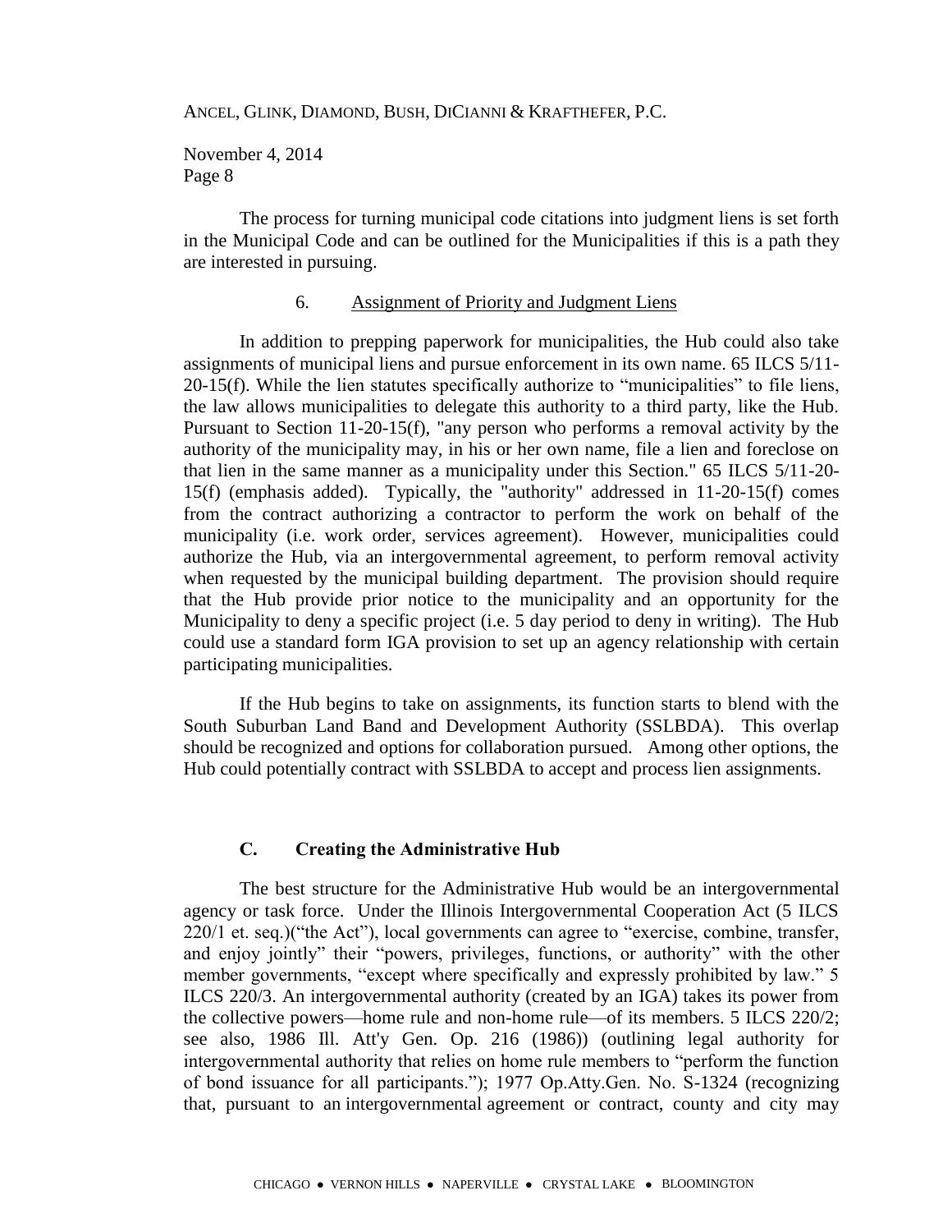The process for turning municipal code citations into judgment liens is set forth in the Municipal Code and can be outlined for the Municipalities if this is a path they are interested in pursuing.

### 6. Assignment of Priority and Judgment Liens

In addition to prepping paperwork for municipalities, the Hub could also take assignments of municipal liens and pursue enforcement in its own name. 65 ILCS 5/11-20-15(f). While the lien statutes specifically authorize to "municipalities" to file liens, the law allows municipalities to delegate this authority to a third party, like the Hub. Pursuant to Section 11-20-15(f), "any person who performs a removal activity by the authority of the municipality may, in his or her own name, file a lien and foreclose on that lien in the same manner as a municipality under this Section." 65 ILCS 5/11-20-15(f) (emphasis added). Typically, the "authority" addressed in 11-20-15(f) comes from the contract authorizing a contractor to perform the work on behalf of the municipality (i.e. work order, services agreement). However, municipalities could authorize the Hub, via an intergovernmental agreement, to perform removal activity when requested by the municipal building department. The provision should require that the Hub provide prior notice to the municipality and an opportunity for the Municipality to deny a specific project (i.e. 5 day period to deny in writing). The Hub could use a standard form IGA provision to set up an agency relationship with certain participating municipalities.

If the Hub begins to take on assignments, its function starts to blend with the South Suburban Land Band and Development Authority (SSLBDA). This overlap should be recognized and options for collaboration pursued. Among other options, the Hub could potentially contract with SSLBDA to accept and process lien assignments.

## C. Creating the Administrative Hub

The best structure for the Administrative Hub would be an intergovernmental agency or task force. Under the Illinois Intergovernmental Cooperation Act (5 ILCS 220/1 et. seq.)("the Act"), local governments can agree to "exercise, combine, transfer, and enjoy jointly" their "powers, privileges, functions, or authority" with the other member governments, "except where specifically and expressly prohibited by law." 5 ILCS 220/3. An intergovernmental authority (created by an IGA) takes its power from the collective powers—home rule and non-home rule—of its members. 5 ILCS 220/2; see also, 1986 Ill. Att'y Gen. Op. 216 (1986)) (outlining legal authority for intergovernmental authority that relies on home rule members to "perform the function of bond issuance for all participants."); 1977 Op.Atty.Gen. No. S-1324 (recognizing that, pursuant to an intergovernmental agreement or contract, county and city may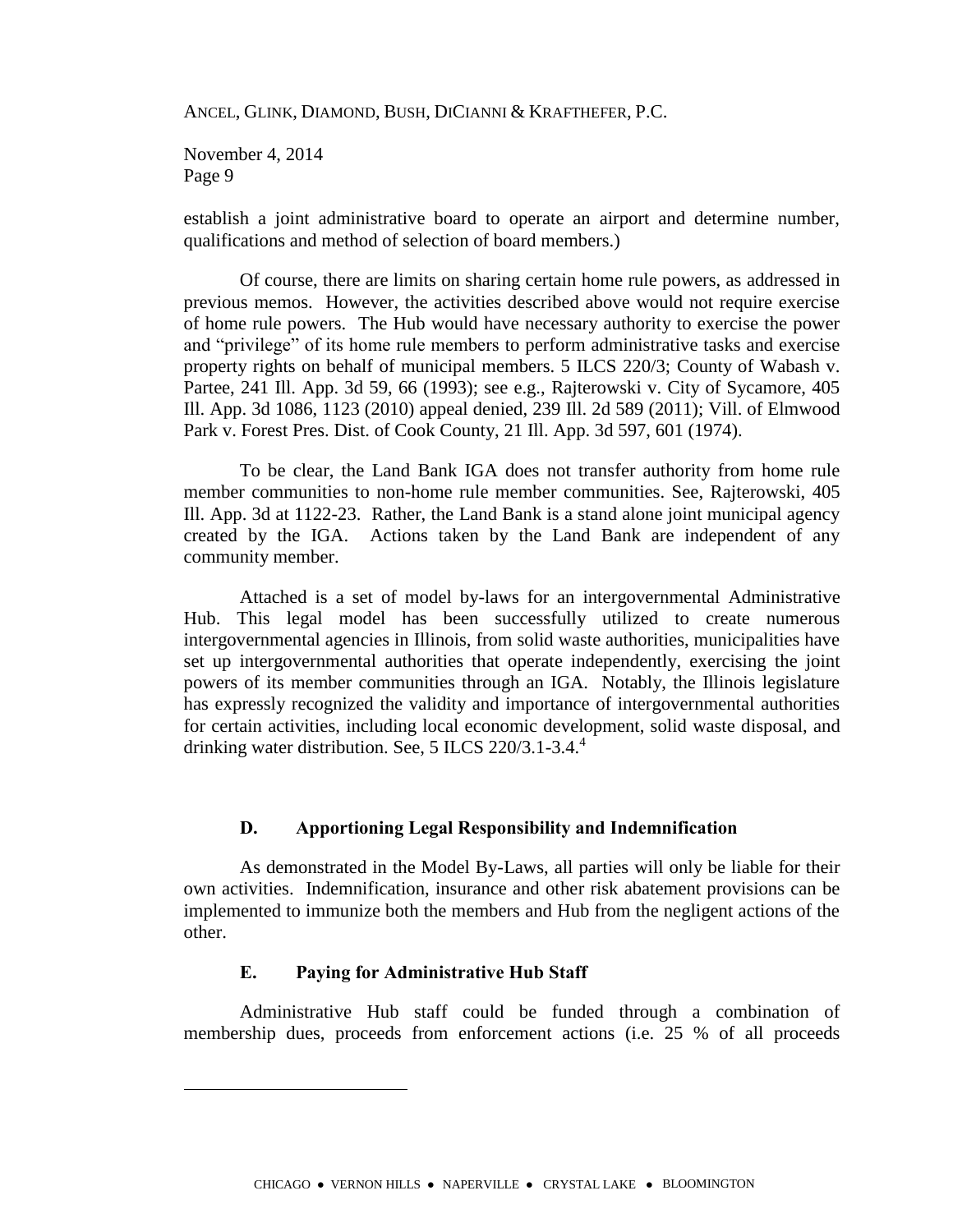establish a joint administrative board to operate an airport and determine number, qualifications and method of selection of board members.)

Of course, there are limits on sharing certain home rule powers, as addressed in previous memos. However, the activities described above would not require exercise of home rule powers. The Hub would have necessary authority to exercise the power and "privilege" of its home rule members to perform administrative tasks and exercise property rights on behalf of municipal members. 5 ILCS 220/3; County of Wabash v. Partee, 241 Ill. App. 3d 59, 66 (1993); see e.g., Rajterowski v. City of Sycamore, 405 Ill. App. 3d 1086, 1123 (2010) appeal denied, 239 Ill. 2d 589 (2011); Vill. of Elmwood Park v. Forest Pres. Dist. of Cook County, 21 Ill. App. 3d 597, 601 (1974).

To be clear, the Land Bank IGA does not transfer authority from home rule member communities to non-home rule member communities. See, Rajterowski, 405 Ill. App. 3d at 1122-23. Rather, the Land Bank is a stand alone joint municipal agency created by the IGA. Actions taken by the Land Bank are independent of any community member.

Attached is a set of model by-laws for an intergovernmental Administrative Hub. This legal model has been successfully utilized to create numerous intergovernmental agencies in Illinois, from solid waste authorities, municipalities have set up intergovernmental authorities that operate independently, exercising the joint powers of its member communities through an IGA. Notably, the Illinois legislature has expressly recognized the validity and importance of intergovernmental authorities for certain activities, including local economic development, solid waste disposal, and drinking water distribution. See, 5 ILCS 220/3.1-3.4.[4]

### D. Apportioning Legal Responsibility and Indemnification

As demonstrated in the Model By-Laws, all parties will only be liable for their own activities. Indemnification, insurance and other risk abatement provisions can be implemented to immunize both the members and Hub from the negligent actions of the other.

### E. Paying for Administrative Hub Staff

Administrative Hub staff could be funded through a combination of membership dues, proceeds from enforcement actions (i.e. 25 % of all proceeds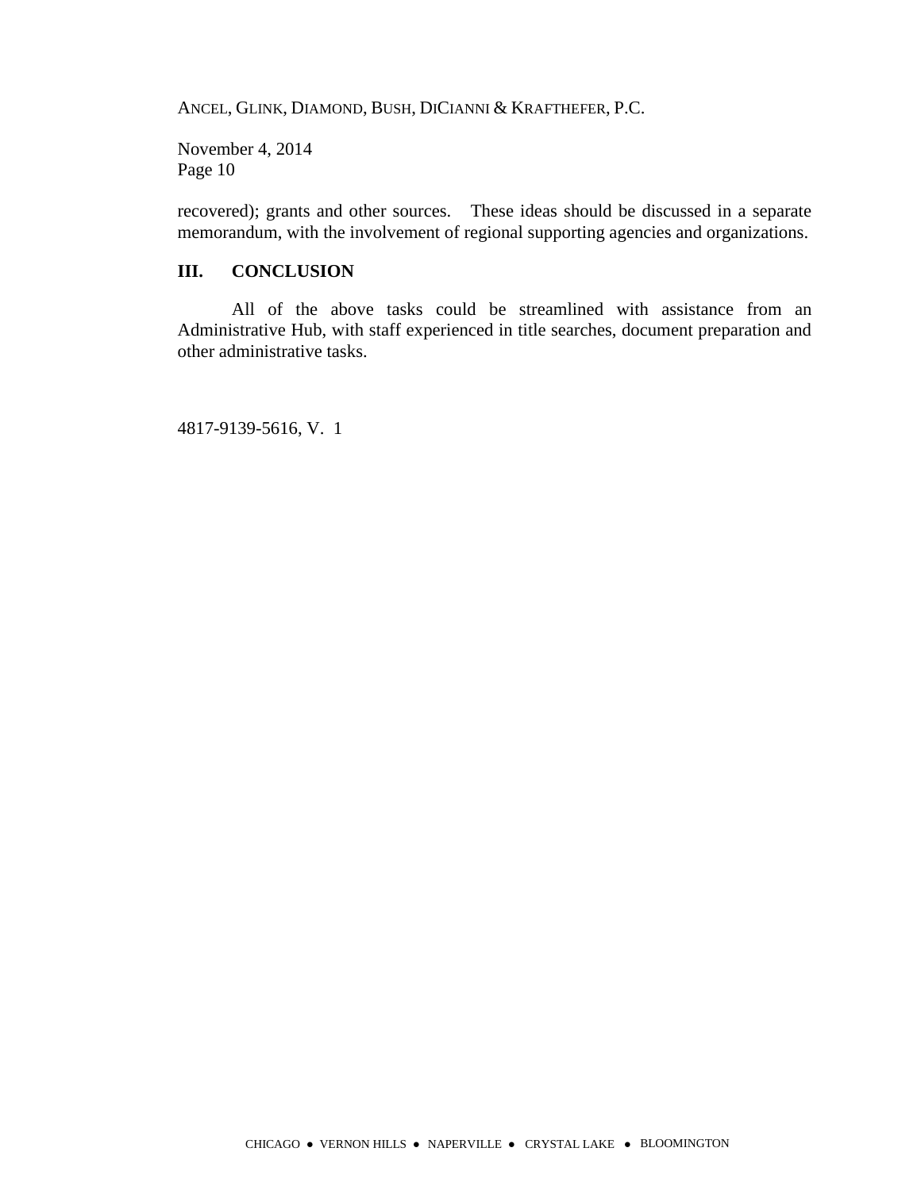recovered); grants and other sources. These ideas should be discussed in a separate memorandum, with the involvement of regional supporting agencies and organizations.

## III. CONCLUSION

All of the above tasks could be streamlined with assistance from an Administrative Hub, with staff experienced in title searches, document preparation and other administrative tasks.

4817-9139-5616, V. 1